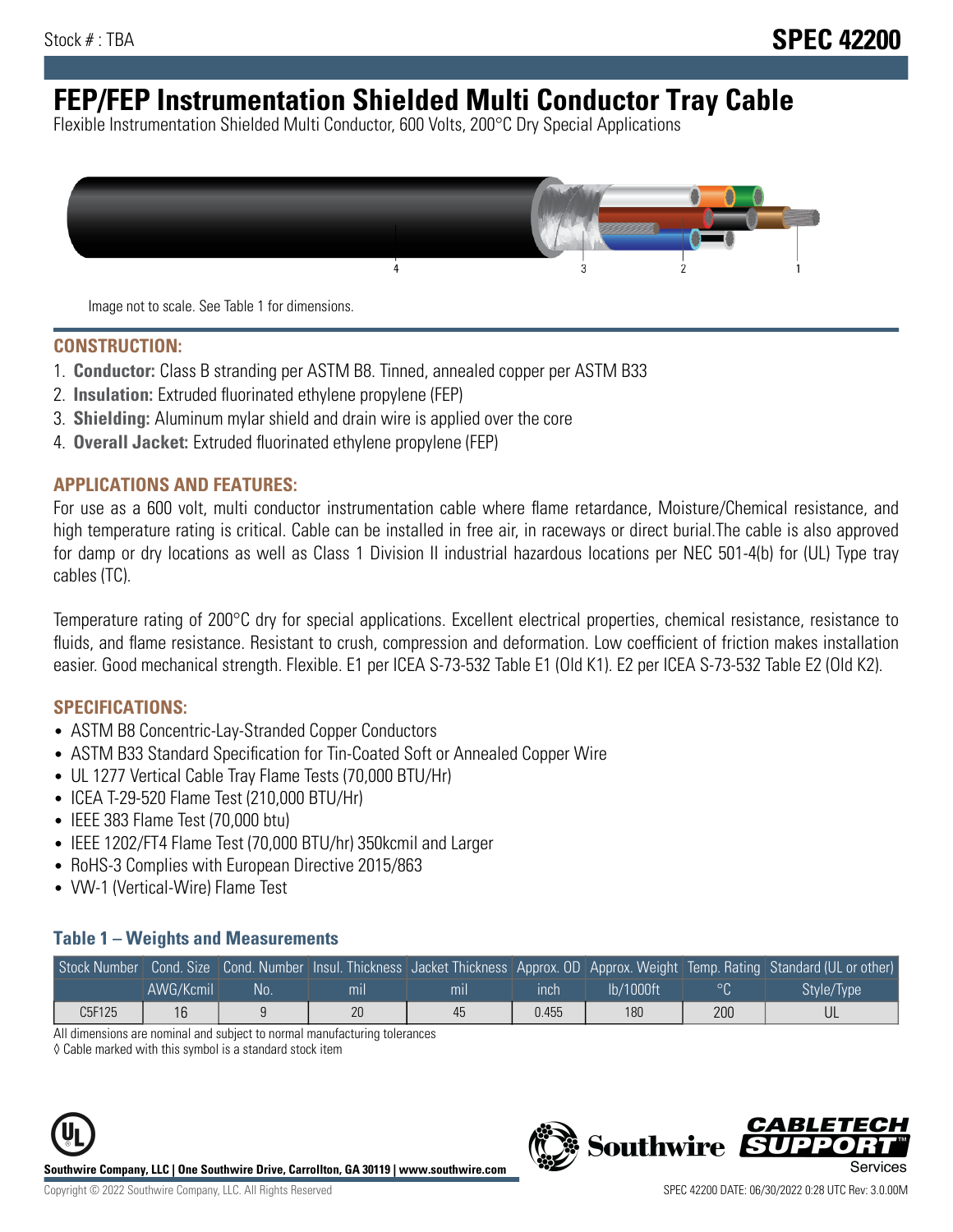Stock # : TBA

# SPEC 42200

# FEP/FEP Instrumentation Shielded Multi Conductor Tray Cable

Flexible Instrumentation Shielded Multi Conductor, 600 Volts, 200°C Dry Special Applications

4 3 2 1

Image not to scale. See Table 1 for dimensions.

## CONSTRUCTION:

1. **Conductor:** Class B stranding per ASTM B8. Tinned, annealed copper per ASTM B33
2. **Insulation:** Extruded fluorinated ethylene propylene (FEP)
3. **Shielding:** Aluminum mylar shield and drain wire is applied over the core
4. **Overall Jacket:** Extruded fluorinated ethylene propylene (FEP)

## APPLICATIONS AND FEATURES:

For use as a 600 volt, multi conductor instrumentation cable where flame retardance, Moisture/Chemical resistance, and high temperature rating is critical. Cable can be installed in free air, in raceways or direct burial.The cable is also approved for damp or dry locations as well as Class 1 Division II industrial hazardous locations per NEC 501-4(b) for (UL) Type tray cables (TC).

Temperature rating of 200°C dry for special applications. Excellent electrical properties, chemical resistance, resistance to fluids, and flame resistance. Resistant to crush, compression and deformation. Low coefficient of friction makes installation easier. Good mechanical strength. Flexible. E1 per ICEA S-73-532 Table E1 (Old K1). E2 per ICEA S-73-532 Table E2 (Old K2).

## SPECIFICATIONS:

- ASTM B8 Concentric-Lay-Stranded Copper Conductors
- ASTM B33 Standard Specification for Tin-Coated Soft or Annealed Copper Wire
- UL 1277 Vertical Cable Tray Flame Tests (70,000 BTU/Hr)
- ICEA T-29-520 Flame Test (210,000 BTU/Hr)
- IEEE 383 Flame Test (70,000 btu)
- IEEE 1202/FT4 Flame Test (70,000 BTU/hr) 350kcmil and Larger
- RoHS-3 Complies with European Directive 2015/863
- VW-1 (Vertical-Wire) Flame Test

### Table 1 – Weights and Measurements

| Stock Number | Cond. Size | Cond. Number | Insul. Thickness | Jacket Thickness | Approx. OD | Approx. Weight | Temp. Rating | Standard (UL or other) |
|---|---|---|---|---|---|---|---|---|
| | AWG/Kcmil | No. | mil | mil | inch | lb/1000ft | °C | Style/Type |
| C5F125 | 16 | 9 | 20 | 45 | 0.455 | 180 | 200 | UL |

All dimensions are nominal and subject to normal manufacturing tolerances

◊ Cable marked with this symbol is a standard stock item

**Southwire Company, LLC | One Southwire Drive, Carrollton, GA 30119 | www.southwire.com**

Copyright © 2022 Southwire Company, LLC. All Rights Reserved

SPEC 42200 DATE: 06/30/2022 0:28 UTC Rev: 3.0.00M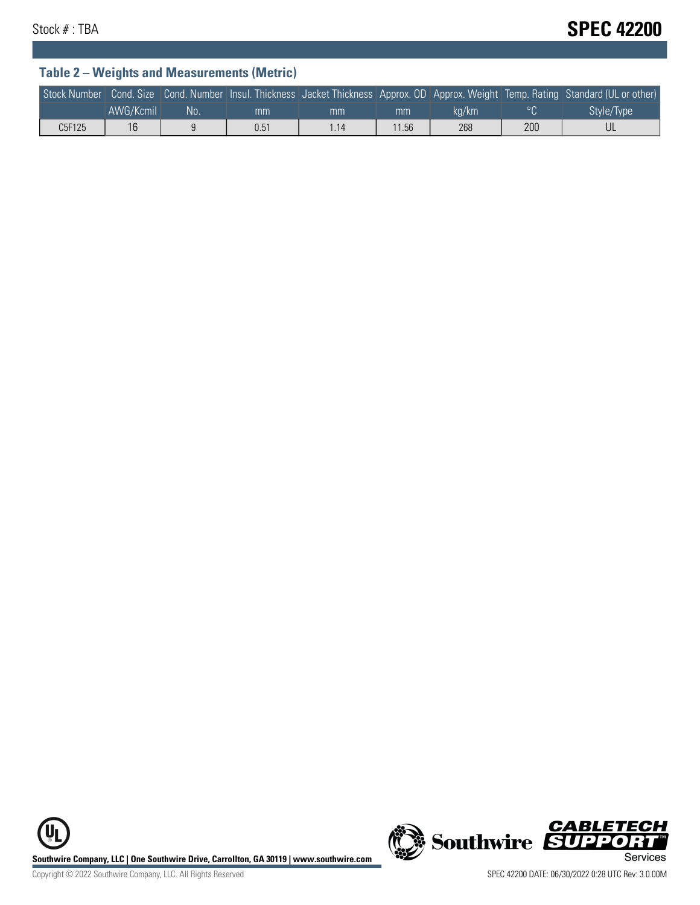### Table 2 – Weights and Measurements (Metric)

| Stock Number | Cond. Size | Cond. Number | Insul. Thickness | Jacket Thickness | Approx. OD | Approx. Weight | Temp. Rating | Standard (UL or other) |
|---|---|---|---|---|---|---|---|---|
| | AWG/Kcmil | No. | mm | mm | mm | kg/km | °C | Style/Type |
| C5F125 | 16 | 9 | 0.51 | 1.14 | 11.56 | 268 | 200 | UL |

Southwire Company, LLC | One Southwire Drive, Carrollton, GA 30119 | www.southwire.com

Copyright © 2022 Southwire Company, LLC. All Rights Reserved